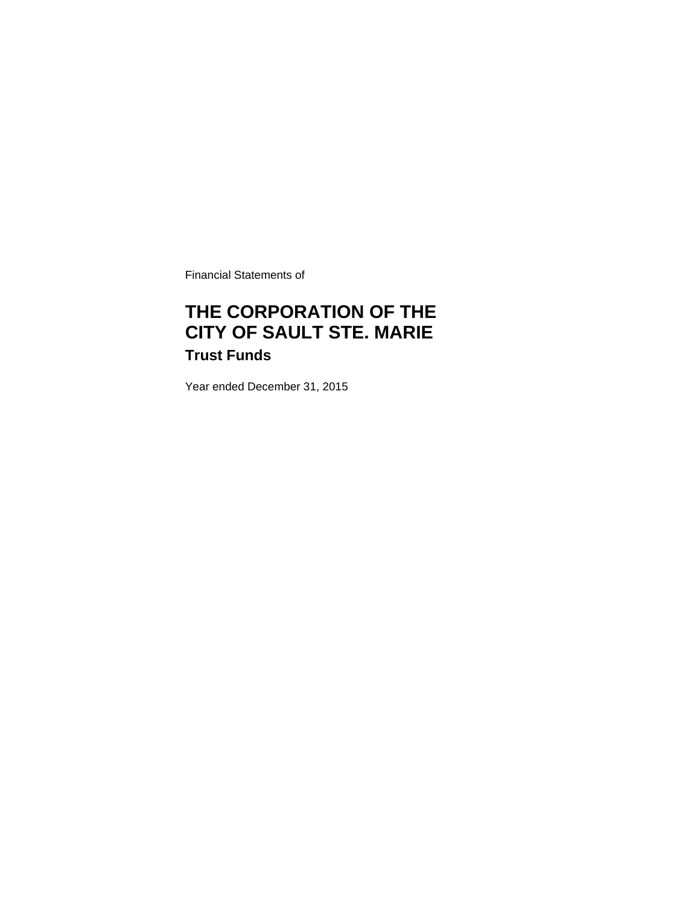Financial Statements of

# THE CORPORATION OF THE CITY OF SAULT STE. MARIE

## Trust Funds

Year ended December 31, 2015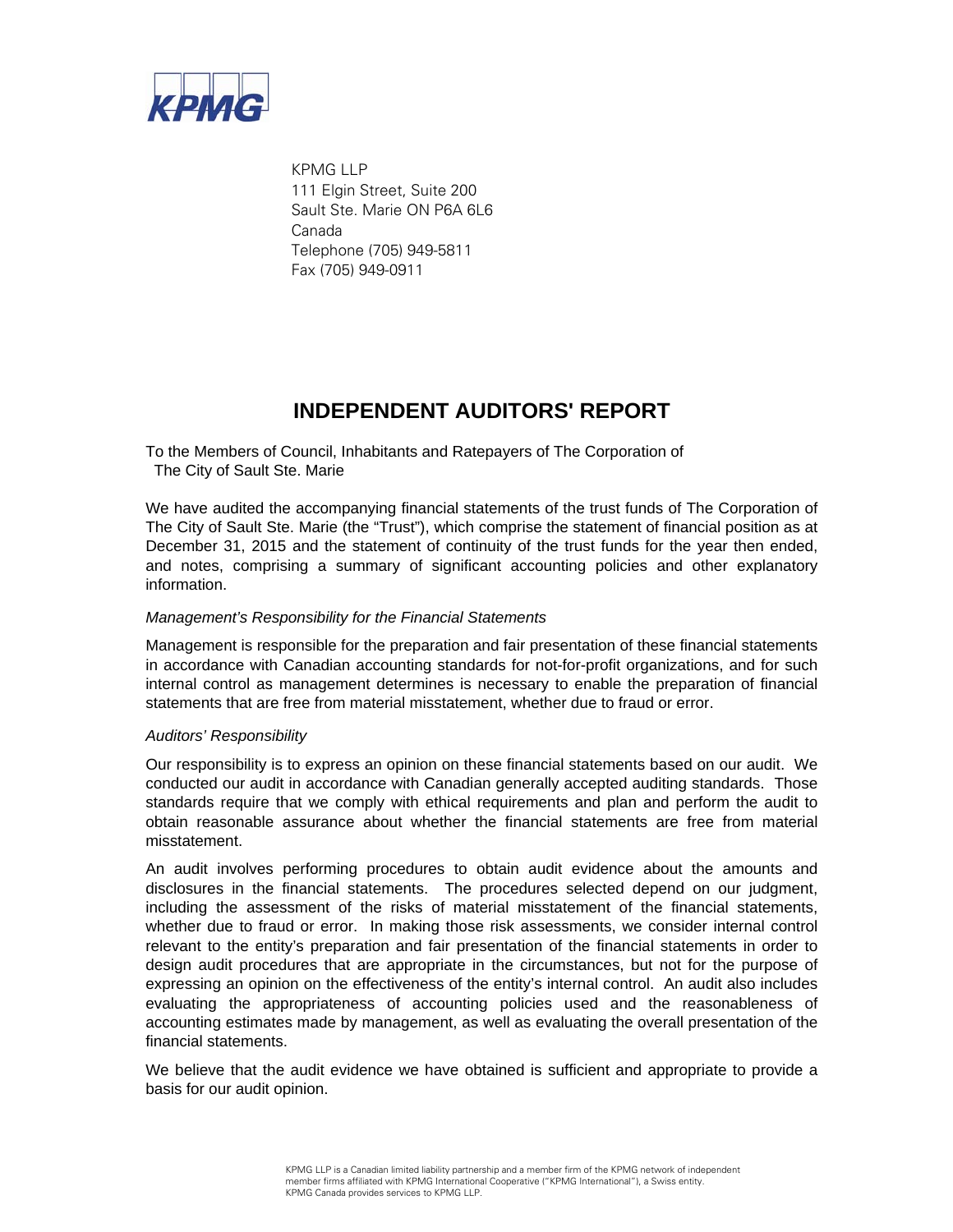KPMG

KPMG LLP
111 Elgin Street, Suite 200
Sault Ste. Marie ON P6A 6L6
Canada
Telephone (705) 949-5811
Fax (705) 949-0911

# INDEPENDENT AUDITORS' REPORT

To the Members of Council, Inhabitants and Ratepayers of The Corporation of The City of Sault Ste. Marie

We have audited the accompanying financial statements of the trust funds of The Corporation of The City of Sault Ste. Marie (the "Trust"), which comprise the statement of financial position as at December 31, 2015 and the statement of continuity of the trust funds for the year then ended, and notes, comprising a summary of significant accounting policies and other explanatory information.

*Management's Responsibility for the Financial Statements*

Management is responsible for the preparation and fair presentation of these financial statements in accordance with Canadian accounting standards for not-for-profit organizations, and for such internal control as management determines is necessary to enable the preparation of financial statements that are free from material misstatement, whether due to fraud or error.

*Auditors' Responsibility*

Our responsibility is to express an opinion on these financial statements based on our audit. We conducted our audit in accordance with Canadian generally accepted auditing standards. Those standards require that we comply with ethical requirements and plan and perform the audit to obtain reasonable assurance about whether the financial statements are free from material misstatement.

An audit involves performing procedures to obtain audit evidence about the amounts and disclosures in the financial statements. The procedures selected depend on our judgment, including the assessment of the risks of material misstatement of the financial statements, whether due to fraud or error. In making those risk assessments, we consider internal control relevant to the entity's preparation and fair presentation of the financial statements in order to design audit procedures that are appropriate in the circumstances, but not for the purpose of expressing an opinion on the effectiveness of the entity's internal control. An audit also includes evaluating the appropriateness of accounting policies used and the reasonableness of accounting estimates made by management, as well as evaluating the overall presentation of the financial statements.

We believe that the audit evidence we have obtained is sufficient and appropriate to provide a basis for our audit opinion.

KPMG LLP is a Canadian limited liability partnership and a member firm of the KPMG network of independent member firms affiliated with KPMG International Cooperative ("KPMG International"), a Swiss entity. KPMG Canada provides services to KPMG LLP.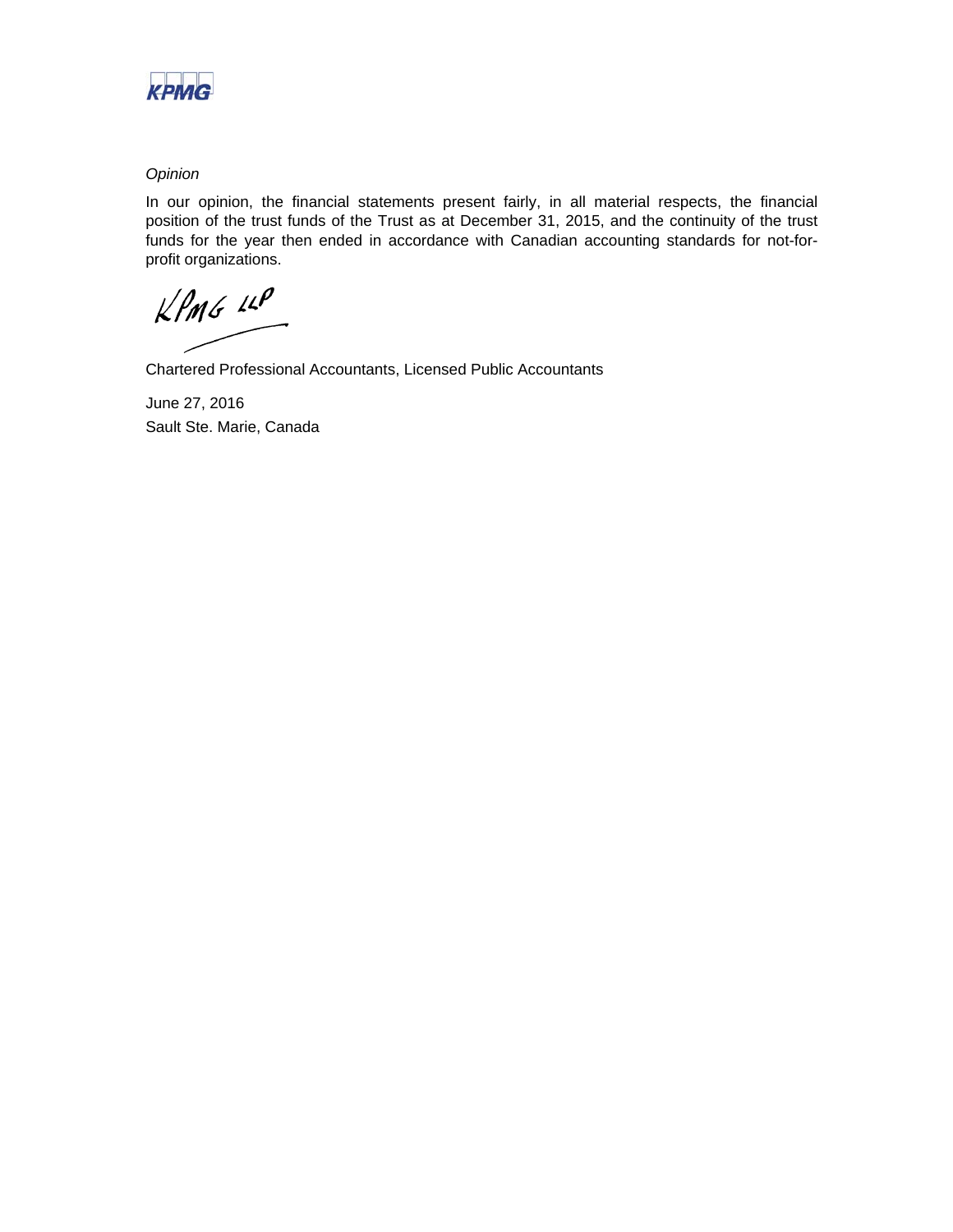*Opinion*

In our opinion, the financial statements present fairly, in all material respects, the financial position of the trust funds of the Trust as at December 31, 2015, and the continuity of the trust funds for the year then ended in accordance with Canadian accounting standards for not-for-profit organizations.

KPMG LLP

Chartered Professional Accountants, Licensed Public Accountants

June 27, 2016

Sault Ste. Marie, Canada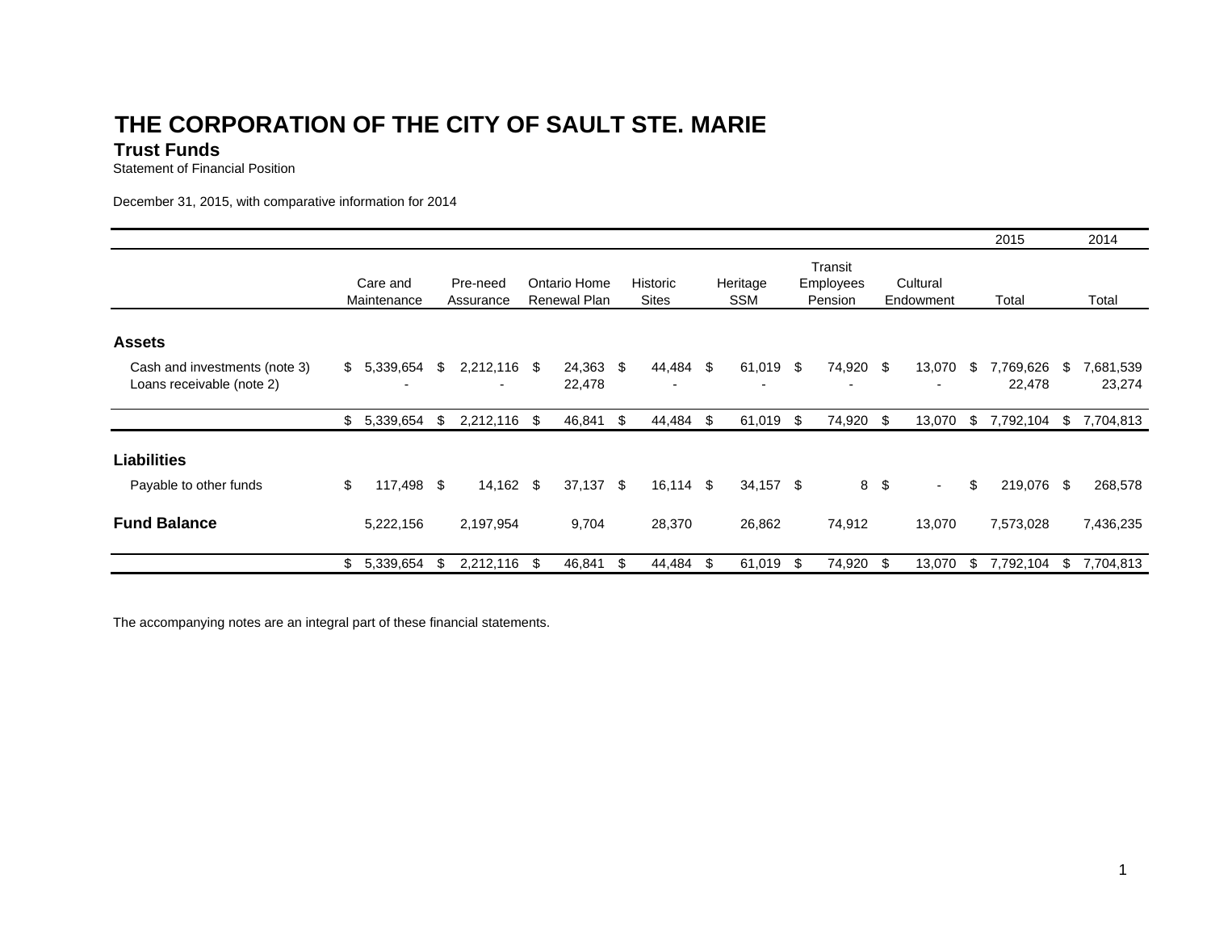# THE CORPORATION OF THE CITY OF SAULT STE. MARIE

## Trust Funds

Statement of Financial Position

December 31, 2015, with comparative information for 2014

| | Care and Maintenance | Pre-need Assurance | Ontario Home Renewal Plan | Historic Sites | Heritage SSM | Transit Employees Pension | Cultural Endowment | 2015 Total | 2014 Total |
|---|---|---|---|---|---|---|---|---|---|
| **Assets** | | | | | | | | | |
| Cash and investments (note 3) | $ 5,339,654 | $ 2,212,116 | $ 24,363 | $ 44,484 | $ 61,019 | $ 74,920 | $ 13,070 | $ 7,769,626 | $ 7,681,539 |
| Loans receivable (note 2) | - | - | 22,478 | - | - | - | - | 22,478 | 23,274 |
| | $ 5,339,654 | $ 2,212,116 | $ 46,841 | $ 44,484 | $ 61,019 | $ 74,920 | $ 13,070 | $ 7,792,104 | $ 7,704,813 |
| **Liabilities** | | | | | | | | | |
| Payable to other funds | $ 117,498 | $ 14,162 | $ 37,137 | $ 16,114 | $ 34,157 | $ 8 | $ - | $ 219,076 | $ 268,578 |
| **Fund Balance** | 5,222,156 | 2,197,954 | 9,704 | 28,370 | 26,862 | 74,912 | 13,070 | 7,573,028 | 7,436,235 |
| | $ 5,339,654 | $ 2,212,116 | $ 46,841 | $ 44,484 | $ 61,019 | $ 74,920 | $ 13,070 | $ 7,792,104 | $ 7,704,813 |

The accompanying notes are an integral part of these financial statements.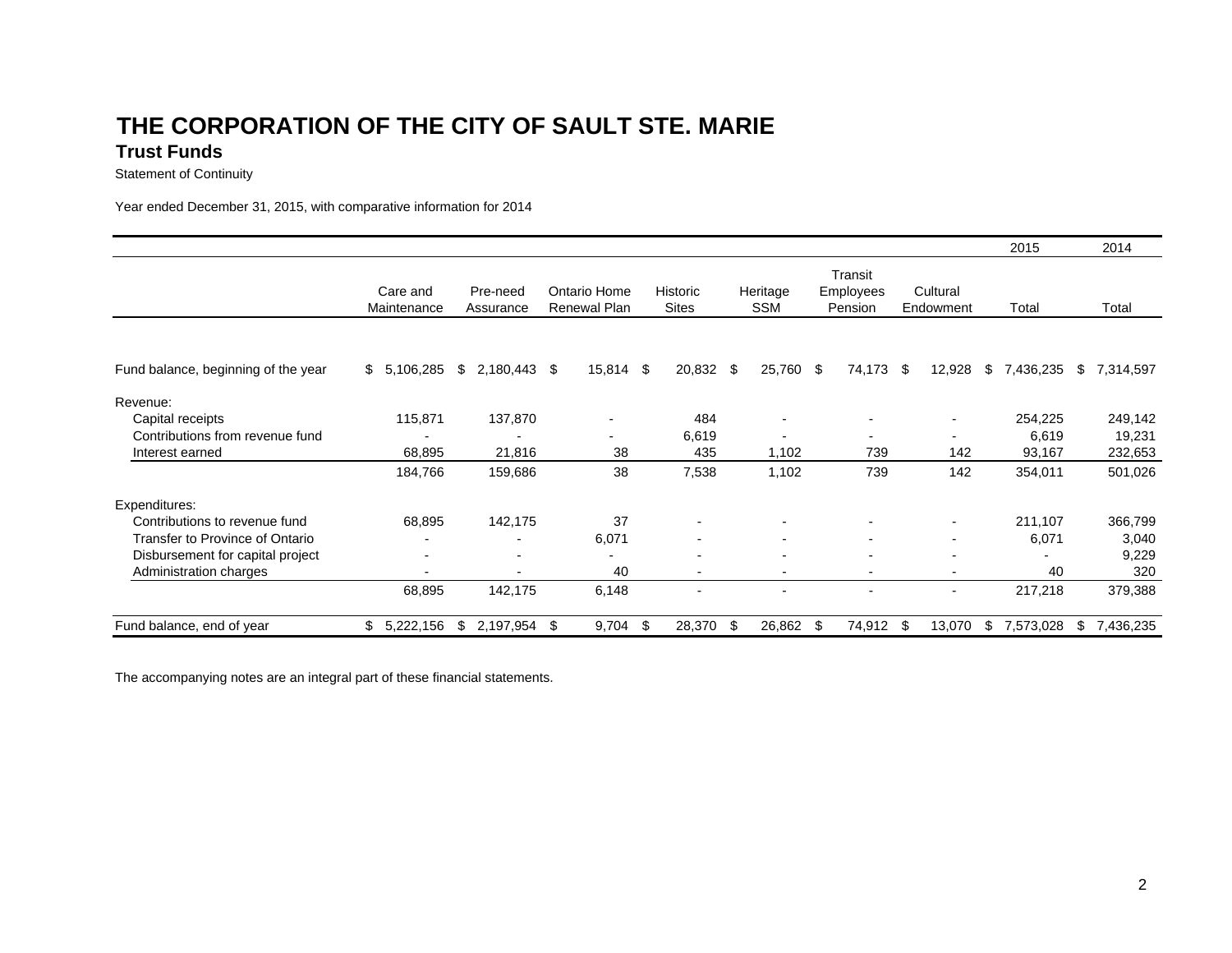# THE CORPORATION OF THE CITY OF SAULT STE. MARIE

## Trust Funds

Statement of Continuity

Year ended December 31, 2015, with comparative information for 2014

| | Care and Maintenance | Pre-need Assurance | Ontario Home Renewal Plan | Historic Sites | Heritage SSM | Transit Employees Pension | Cultural Endowment | 2015 Total | 2014 Total |
|---|---|---|---|---|---|---|---|---|---|
| Fund balance, beginning of the year | $ 5,106,285 | $ 2,180,443 | $ 15,814 | $ 20,832 | $ 25,760 | $ 74,173 | $ 12,928 | $ 7,436,235 | $ 7,314,597 |
| Revenue: | | | | | | | | | |
| Capital receipts | 115,871 | 137,870 | - | 484 | - | - | - | 254,225 | 249,142 |
| Contributions from revenue fund | - | - | - | 6,619 | - | - | - | 6,619 | 19,231 |
| Interest earned | 68,895 | 21,816 | 38 | 435 | 1,102 | 739 | 142 | 93,167 | 232,653 |
| | 184,766 | 159,686 | 38 | 7,538 | 1,102 | 739 | 142 | 354,011 | 501,026 |
| Expenditures: | | | | | | | | | |
| Contributions to revenue fund | 68,895 | 142,175 | 37 | - | - | - | - | 211,107 | 366,799 |
| Transfer to Province of Ontario | - | - | 6,071 | - | - | - | - | 6,071 | 3,040 |
| Disbursement for capital project | - | - | - | - | - | - | - | - | 9,229 |
| Administration charges | - | - | 40 | - | - | - | - | 40 | 320 |
| | 68,895 | 142,175 | 6,148 | - | - | - | - | 217,218 | 379,388 |
| Fund balance, end of year | $ 5,222,156 | $ 2,197,954 | $ 9,704 | $ 28,370 | $ 26,862 | $ 74,912 | $ 13,070 | $ 7,573,028 | $ 7,436,235 |

The accompanying notes are an integral part of these financial statements.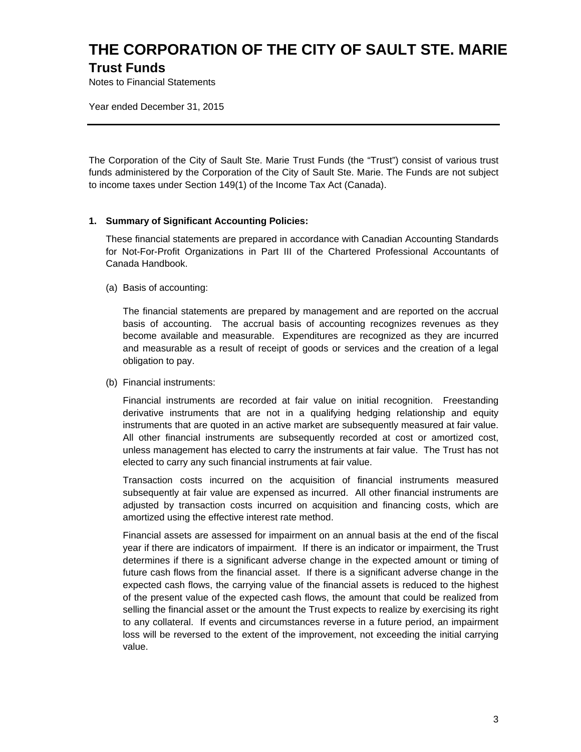# THE CORPORATION OF THE CITY OF SAULT STE. MARIE

## Trust Funds

Notes to Financial Statements

Year ended December 31, 2015

---

The Corporation of the City of Sault Ste. Marie Trust Funds (the "Trust") consist of various trust funds administered by the Corporation of the City of Sault Ste. Marie. The Funds are not subject to income taxes under Section 149(1) of the Income Tax Act (Canada).

**1. Summary of Significant Accounting Policies:**

These financial statements are prepared in accordance with Canadian Accounting Standards for Not-For-Profit Organizations in Part III of the Chartered Professional Accountants of Canada Handbook.

(a) Basis of accounting:

The financial statements are prepared by management and are reported on the accrual basis of accounting. The accrual basis of accounting recognizes revenues as they become available and measurable. Expenditures are recognized as they are incurred and measurable as a result of receipt of goods or services and the creation of a legal obligation to pay.

(b) Financial instruments:

Financial instruments are recorded at fair value on initial recognition. Freestanding derivative instruments that are not in a qualifying hedging relationship and equity instruments that are quoted in an active market are subsequently measured at fair value. All other financial instruments are subsequently recorded at cost or amortized cost, unless management has elected to carry the instruments at fair value. The Trust has not elected to carry any such financial instruments at fair value.

Transaction costs incurred on the acquisition of financial instruments measured subsequently at fair value are expensed as incurred. All other financial instruments are adjusted by transaction costs incurred on acquisition and financing costs, which are amortized using the effective interest rate method.

Financial assets are assessed for impairment on an annual basis at the end of the fiscal year if there are indicators of impairment. If there is an indicator or impairment, the Trust determines if there is a significant adverse change in the expected amount or timing of future cash flows from the financial asset. If there is a significant adverse change in the expected cash flows, the carrying value of the financial assets is reduced to the highest of the present value of the expected cash flows, the amount that could be realized from selling the financial asset or the amount the Trust expects to realize by exercising its right to any collateral. If events and circumstances reverse in a future period, an impairment loss will be reversed to the extent of the improvement, not exceeding the initial carrying value.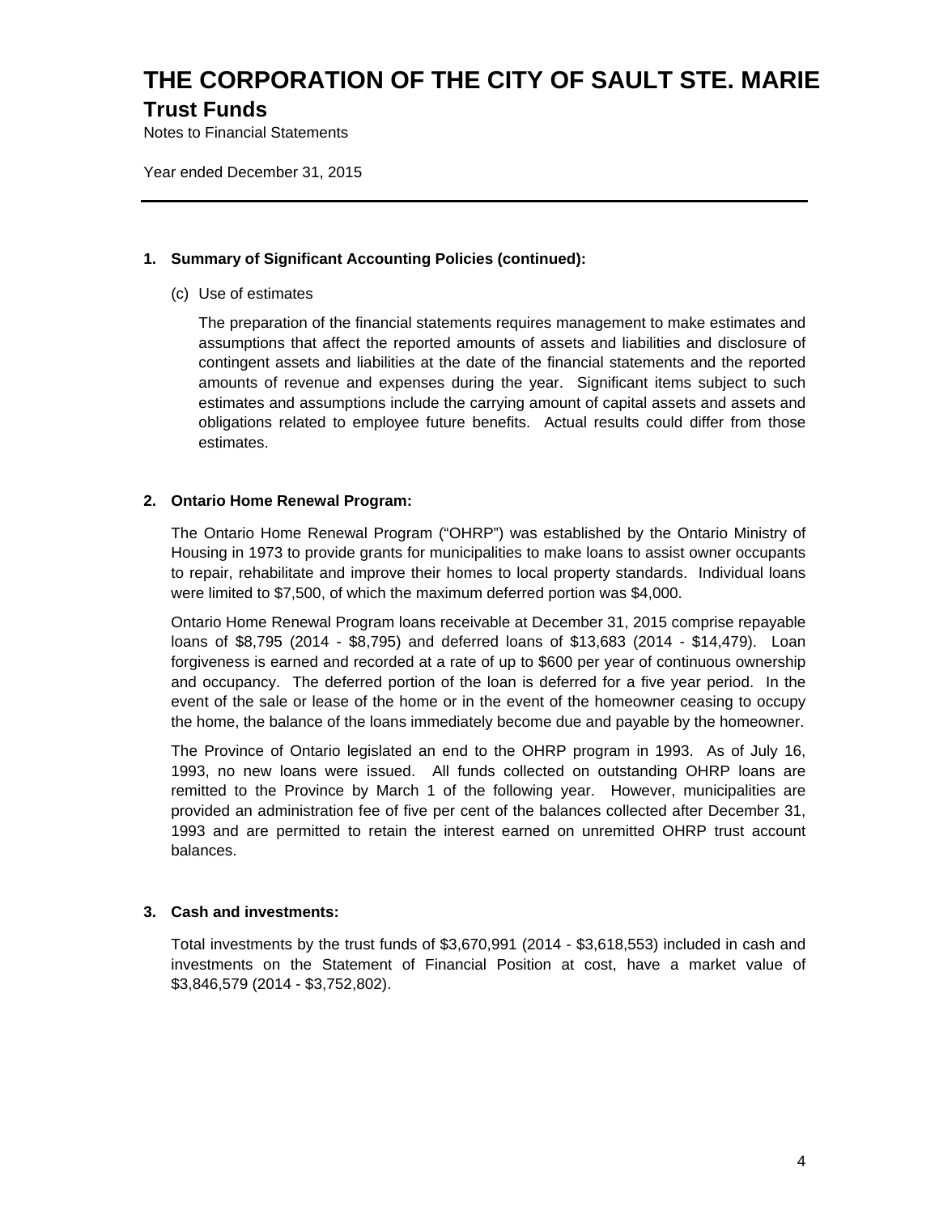# THE CORPORATION OF THE CITY OF SAULT STE. MARIE

## Trust Funds

Notes to Financial Statements

Year ended December 31, 2015

---

**1. Summary of Significant Accounting Policies (continued):**

(c) Use of estimates

The preparation of the financial statements requires management to make estimates and assumptions that affect the reported amounts of assets and liabilities and disclosure of contingent assets and liabilities at the date of the financial statements and the reported amounts of revenue and expenses during the year. Significant items subject to such estimates and assumptions include the carrying amount of capital assets and assets and obligations related to employee future benefits. Actual results could differ from those estimates.

**2. Ontario Home Renewal Program:**

The Ontario Home Renewal Program ("OHRP") was established by the Ontario Ministry of Housing in 1973 to provide grants for municipalities to make loans to assist owner occupants to repair, rehabilitate and improve their homes to local property standards. Individual loans were limited to $7,500, of which the maximum deferred portion was $4,000.

Ontario Home Renewal Program loans receivable at December 31, 2015 comprise repayable loans of $8,795 (2014 - $8,795) and deferred loans of $13,683 (2014 - $14,479). Loan forgiveness is earned and recorded at a rate of up to $600 per year of continuous ownership and occupancy. The deferred portion of the loan is deferred for a five year period. In the event of the sale or lease of the home or in the event of the homeowner ceasing to occupy the home, the balance of the loans immediately become due and payable by the homeowner.

The Province of Ontario legislated an end to the OHRP program in 1993. As of July 16, 1993, no new loans were issued. All funds collected on outstanding OHRP loans are remitted to the Province by March 1 of the following year. However, municipalities are provided an administration fee of five per cent of the balances collected after December 31, 1993 and are permitted to retain the interest earned on unremitted OHRP trust account balances.

**3. Cash and investments:**

Total investments by the trust funds of $3,670,991 (2014 - $3,618,553) included in cash and investments on the Statement of Financial Position at cost, have a market value of $3,846,579 (2014 - $3,752,802).